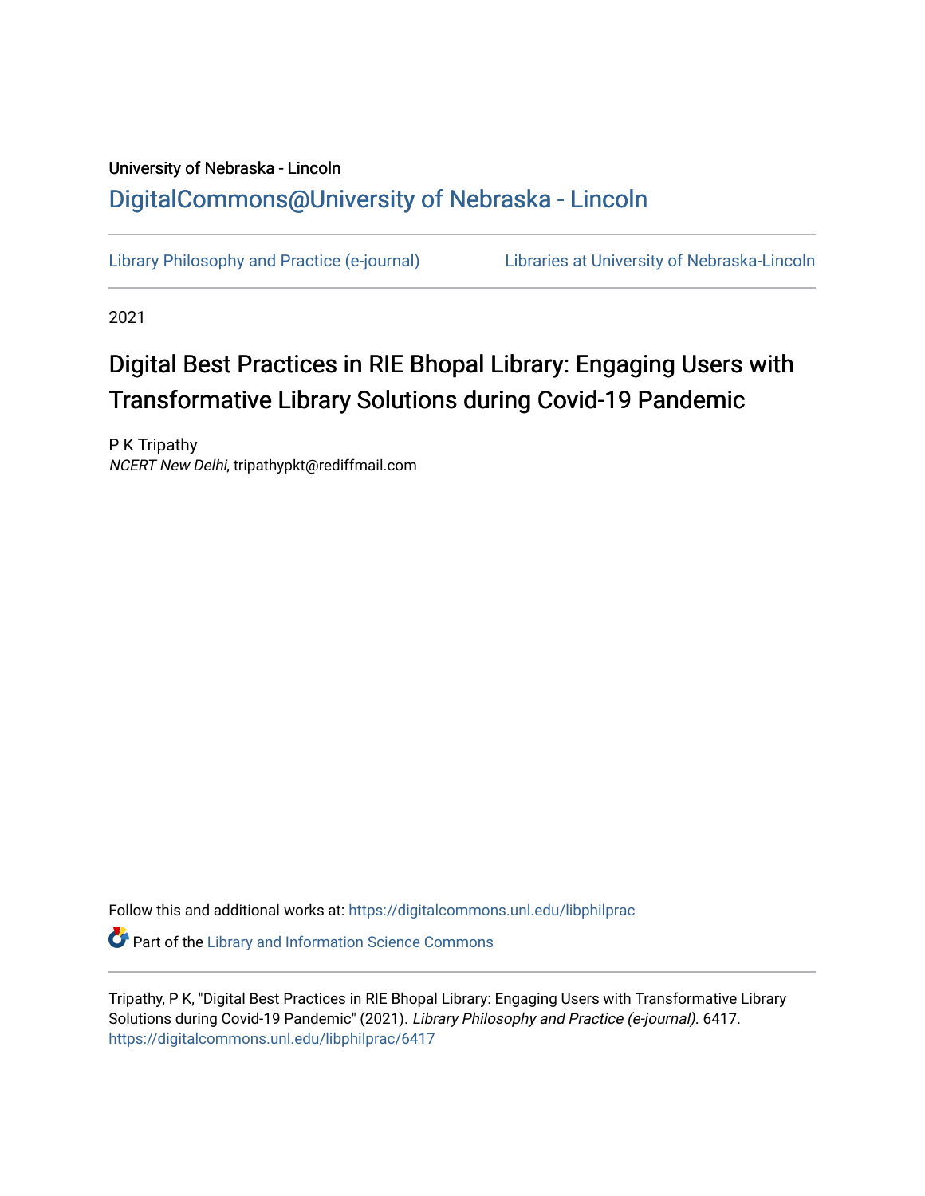University of Nebraska - Lincoln

DigitalCommons@University of Nebraska - Lincoln

Library Philosophy and Practice (e-journal) | Libraries at University of Nebraska-Lincoln

2021

# Digital Best Practices in RIE Bhopal Library: Engaging Users with Transformative Library Solutions during Covid-19 Pandemic

P K Tripathy
*NCERT New Delhi*, tripathypkt@rediffmail.com

Follow this and additional works at: https://digitalcommons.unl.edu/libphilprac

Part of the Library and Information Science Commons

Tripathy, P K, "Digital Best Practices in RIE Bhopal Library: Engaging Users with Transformative Library Solutions during Covid-19 Pandemic" (2021). *Library Philosophy and Practice (e-journal)*. 6417.
https://digitalcommons.unl.edu/libphilprac/6417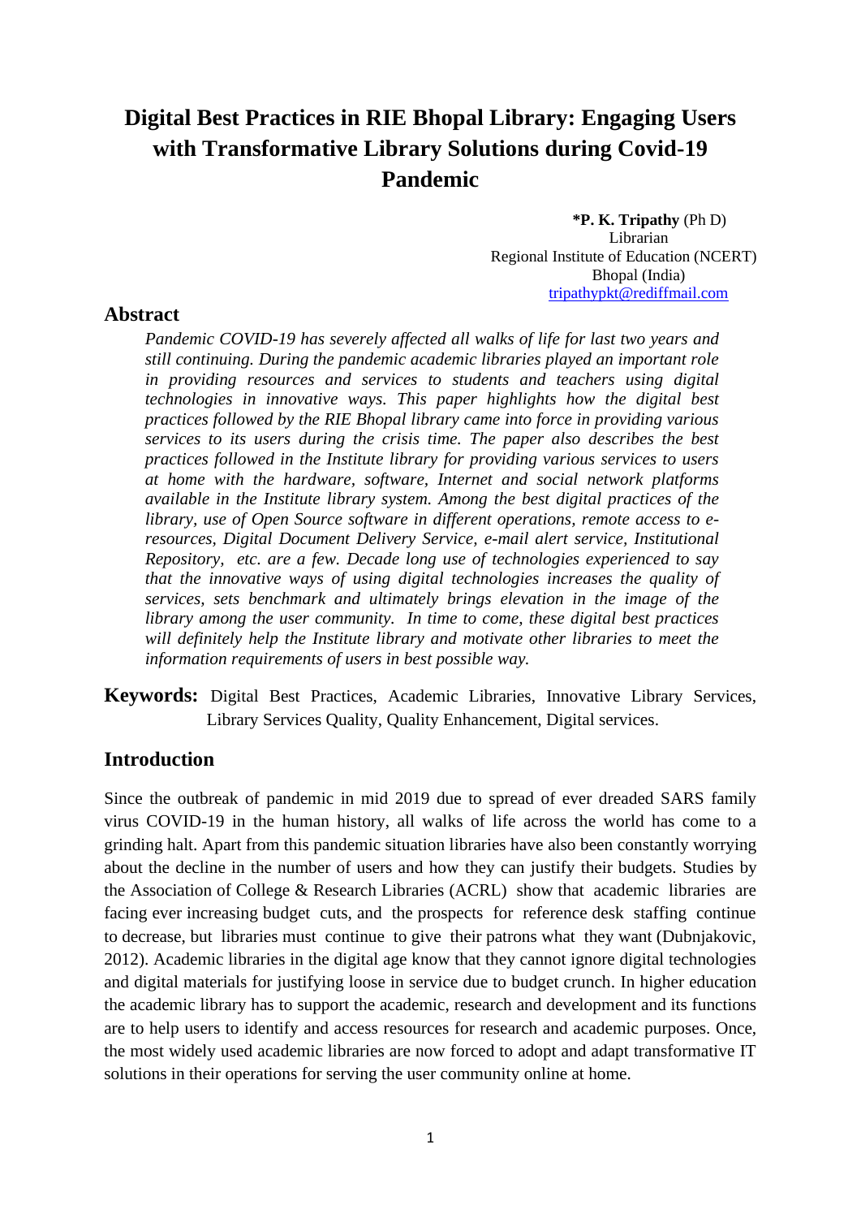# Digital Best Practices in RIE Bhopal Library: Engaging Users with Transformative Library Solutions during Covid-19 Pandemic

**\*P. K. Tripathy** (Ph D)
Librarian
Regional Institute of Education (NCERT)
Bhopal (India)
tripathypkt@rediffmail.com

## Abstract

*Pandemic COVID-19 has severely affected all walks of life for last two years and still continuing. During the pandemic academic libraries played an important role in providing resources and services to students and teachers using digital technologies in innovative ways. This paper highlights how the digital best practices followed by the RIE Bhopal library came into force in providing various services to its users during the crisis time. The paper also describes the best practices followed in the Institute library for providing various services to users at home with the hardware, software, Internet and social network platforms available in the Institute library system. Among the best digital practices of the library, use of Open Source software in different operations, remote access to e-resources, Digital Document Delivery Service, e-mail alert service, Institutional Repository, etc. are a few. Decade long use of technologies experienced to say that the innovative ways of using digital technologies increases the quality of services, sets benchmark and ultimately brings elevation in the image of the library among the user community. In time to come, these digital best practices will definitely help the Institute library and motivate other libraries to meet the information requirements of users in best possible way.*

**Keywords:** Digital Best Practices, Academic Libraries, Innovative Library Services, Library Services Quality, Quality Enhancement, Digital services.

## Introduction

Since the outbreak of pandemic in mid 2019 due to spread of ever dreaded SARS family virus COVID-19 in the human history, all walks of life across the world has come to a grinding halt. Apart from this pandemic situation libraries have also been constantly worrying about the decline in the number of users and how they can justify their budgets. Studies by the Association of College & Research Libraries (ACRL) show that academic libraries are facing ever increasing budget cuts, and the prospects for reference desk staffing continue to decrease, but libraries must continue to give their patrons what they want (Dubnjakovic, 2012). Academic libraries in the digital age know that they cannot ignore digital technologies and digital materials for justifying loose in service due to budget crunch. In higher education the academic library has to support the academic, research and development and its functions are to help users to identify and access resources for research and academic purposes. Once, the most widely used academic libraries are now forced to adopt and adapt transformative IT solutions in their operations for serving the user community online at home.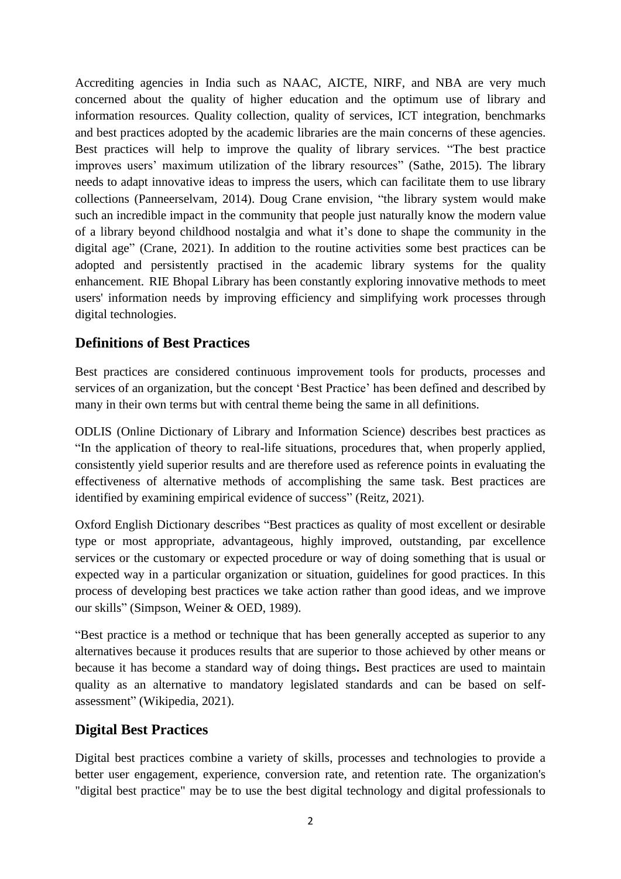Accrediting agencies in India such as NAAC, AICTE, NIRF, and NBA are very much concerned about the quality of higher education and the optimum use of library and information resources. Quality collection, quality of services, ICT integration, benchmarks and best practices adopted by the academic libraries are the main concerns of these agencies. Best practices will help to improve the quality of library services. "The best practice improves users' maximum utilization of the library resources" (Sathe, 2015). The library needs to adapt innovative ideas to impress the users, which can facilitate them to use library collections (Panneerselvam, 2014). Doug Crane envision, "the library system would make such an incredible impact in the community that people just naturally know the modern value of a library beyond childhood nostalgia and what it's done to shape the community in the digital age" (Crane, 2021). In addition to the routine activities some best practices can be adopted and persistently practised in the academic library systems for the quality enhancement. RIE Bhopal Library has been constantly exploring innovative methods to meet users' information needs by improving efficiency and simplifying work processes through digital technologies.

## Definitions of Best Practices

Best practices are considered continuous improvement tools for products, processes and services of an organization, but the concept 'Best Practice' has been defined and described by many in their own terms but with central theme being the same in all definitions.

ODLIS (Online Dictionary of Library and Information Science) describes best practices as "In the application of theory to real-life situations, procedures that, when properly applied, consistently yield superior results and are therefore used as reference points in evaluating the effectiveness of alternative methods of accomplishing the same task. Best practices are identified by examining empirical evidence of success" (Reitz, 2021).

Oxford English Dictionary describes "Best practices as quality of most excellent or desirable type or most appropriate, advantageous, highly improved, outstanding, par excellence services or the customary or expected procedure or way of doing something that is usual or expected way in a particular organization or situation, guidelines for good practices. In this process of developing best practices we take action rather than good ideas, and we improve our skills" (Simpson, Weiner & OED, 1989).

"Best practice is a method or technique that has been generally accepted as superior to any alternatives because it produces results that are superior to those achieved by other means or because it has become a standard way of doing things**.** Best practices are used to maintain quality as an alternative to mandatory legislated standards and can be based on self-assessment" (Wikipedia, 2021).

## Digital Best Practices

Digital best practices combine a variety of skills, processes and technologies to provide a better user engagement, experience, conversion rate, and retention rate. The organization's "digital best practice" may be to use the best digital technology and digital professionals to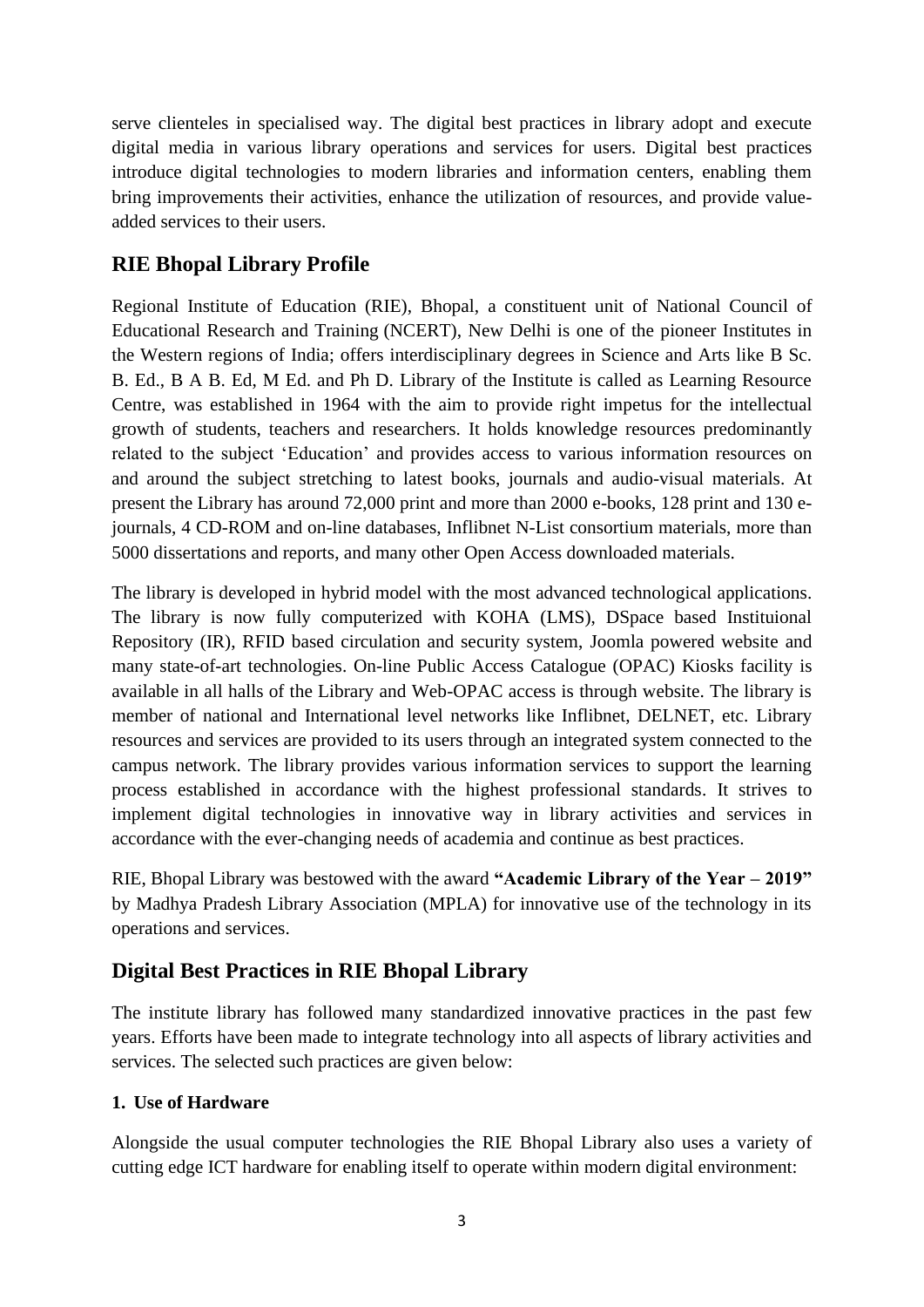serve clienteles in specialised way. The digital best practices in library adopt and execute digital media in various library operations and services for users. Digital best practices introduce digital technologies to modern libraries and information centers, enabling them bring improvements their activities, enhance the utilization of resources, and provide value-added services to their users.

## RIE Bhopal Library Profile

Regional Institute of Education (RIE), Bhopal, a constituent unit of National Council of Educational Research and Training (NCERT), New Delhi is one of the pioneer Institutes in the Western regions of India; offers interdisciplinary degrees in Science and Arts like B Sc. B. Ed., B A B. Ed, M Ed. and Ph D. Library of the Institute is called as Learning Resource Centre, was established in 1964 with the aim to provide right impetus for the intellectual growth of students, teachers and researchers. It holds knowledge resources predominantly related to the subject 'Education' and provides access to various information resources on and around the subject stretching to latest books, journals and audio-visual materials. At present the Library has around 72,000 print and more than 2000 e-books, 128 print and 130 e-journals, 4 CD-ROM and on-line databases, Inflibnet N-List consortium materials, more than 5000 dissertations and reports, and many other Open Access downloaded materials.

The library is developed in hybrid model with the most advanced technological applications. The library is now fully computerized with KOHA (LMS), DSpace based Instituional Repository (IR), RFID based circulation and security system, Joomla powered website and many state-of-art technologies. On-line Public Access Catalogue (OPAC) Kiosks facility is available in all halls of the Library and Web-OPAC access is through website. The library is member of national and International level networks like Inflibnet, DELNET, etc. Library resources and services are provided to its users through an integrated system connected to the campus network. The library provides various information services to support the learning process established in accordance with the highest professional standards. It strives to implement digital technologies in innovative way in library activities and services in accordance with the ever-changing needs of academia and continue as best practices.

RIE, Bhopal Library was bestowed with the award **"Academic Library of the Year – 2019"** by Madhya Pradesh Library Association (MPLA) for innovative use of the technology in its operations and services.

## Digital Best Practices in RIE Bhopal Library

The institute library has followed many standardized innovative practices in the past few years. Efforts have been made to integrate technology into all aspects of library activities and services. The selected such practices are given below:

### 1. Use of Hardware

Alongside the usual computer technologies the RIE Bhopal Library also uses a variety of cutting edge ICT hardware for enabling itself to operate within modern digital environment: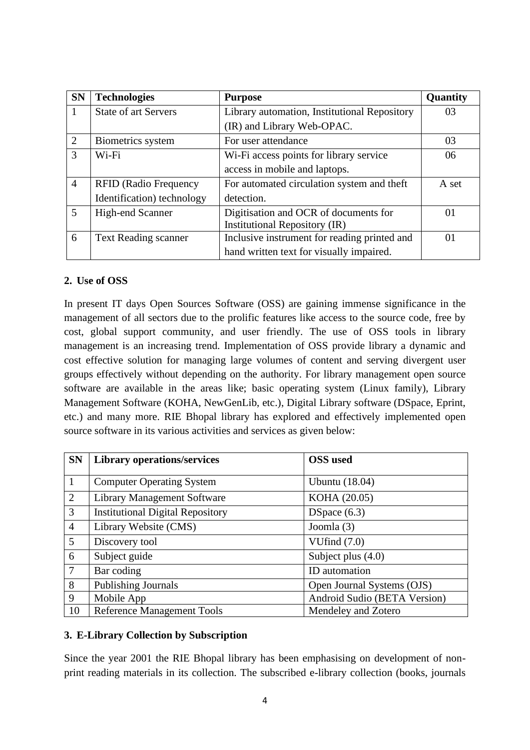| SN | Technologies | Purpose | Quantity |
|---|---|---|---|
| 1 | State of art Servers | Library automation, Institutional Repository (IR) and Library Web-OPAC. | 03 |
| 2 | Biometrics system | For user attendance | 03 |
| 3 | Wi-Fi | Wi-Fi access points for library service access in mobile and laptops. | 06 |
| 4 | RFID (Radio Frequency Identification) technology | For automated circulation system and theft detection. | A set |
| 5 | High-end Scanner | Digitisation and OCR of documents for Institutional Repository (IR) | 01 |
| 6 | Text Reading scanner | Inclusive instrument for reading printed and hand written text for visually impaired. | 01 |

## 2. Use of OSS

In present IT days Open Sources Software (OSS) are gaining immense significance in the management of all sectors due to the prolific features like access to the source code, free by cost, global support community, and user friendly. The use of OSS tools in library management is an increasing trend. Implementation of OSS provide library a dynamic and cost effective solution for managing large volumes of content and serving divergent user groups effectively without depending on the authority. For library management open source software are available in the areas like; basic operating system (Linux family), Library Management Software (KOHA, NewGenLib, etc.), Digital Library software (DSpace, Eprint, etc.) and many more. RIE Bhopal library has explored and effectively implemented open source software in its various activities and services as given below:

| SN | Library operations/services | OSS used |
|---|---|---|
| 1 | Computer Operating System | Ubuntu (18.04) |
| 2 | Library Management Software | KOHA (20.05) |
| 3 | Institutional Digital Repository | DSpace (6.3) |
| 4 | Library Website (CMS) | Joomla (3) |
| 5 | Discovery tool | VUfind (7.0) |
| 6 | Subject guide | Subject plus (4.0) |
| 7 | Bar coding | ID automation |
| 8 | Publishing Journals | Open Journal Systems (OJS) |
| 9 | Mobile App | Android Sudio (BETA Version) |
| 10 | Reference Management Tools | Mendeley and Zotero |

## 3. E-Library Collection by Subscription

Since the year 2001 the RIE Bhopal library has been emphasising on development of non-print reading materials in its collection. The subscribed e-library collection (books, journals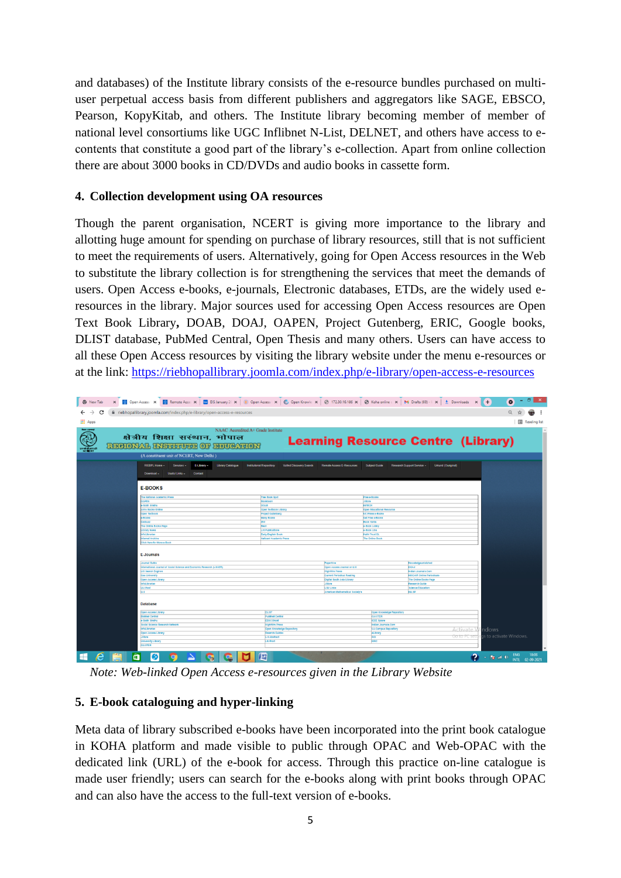and databases) of the Institute library consists of the e-resource bundles purchased on multi-user perpetual access basis from different publishers and aggregators like SAGE, EBSCO, Pearson, KopyKitab, and others. The Institute library becoming member of member of national level consortiums like UGC Inflibnet N-List, DELNET, and others have access to e-contents that constitute a good part of the library's e-collection. Apart from online collection there are about 3000 books in CD/DVDs and audio books in cassette form.

## 4. Collection development using OA resources

Though the parent organisation, NCERT is giving more importance to the library and allotting huge amount for spending on purchase of library resources, still that is not sufficient to meet the requirements of users. Alternatively, going for Open Access resources in the Web to substitute the library collection is for strengthening the services that meet the demands of users. Open Access e-books, e-journals, Electronic databases, ETDs, are the widely used e-resources in the library. Major sources used for accessing Open Access resources are Open Text Book Library**,** DOAB, DOAJ, OAPEN, Project Gutenberg, ERIC, Google books, DLIST database, PubMed Central, Open Thesis and many others. Users can have access to all these Open Access resources by visiting the library website under the menu e-resources or at the link: https://riebhopallibrary.joomla.com/index.php/e-library/open-access-e-resources

*Note: Web-linked Open Access e-resources given in the Library Website*

## 5. E-book cataloguing and hyper-linking

Meta data of library subscribed e-books have been incorporated into the print book catalogue in KOHA platform and made visible to public through OPAC and Web-OPAC with the dedicated link (URL) of the e-book for access. Through this practice on-line catalogue is made user friendly; users can search for the e-books along with print books through OPAC and can also have the access to the full-text version of e-books.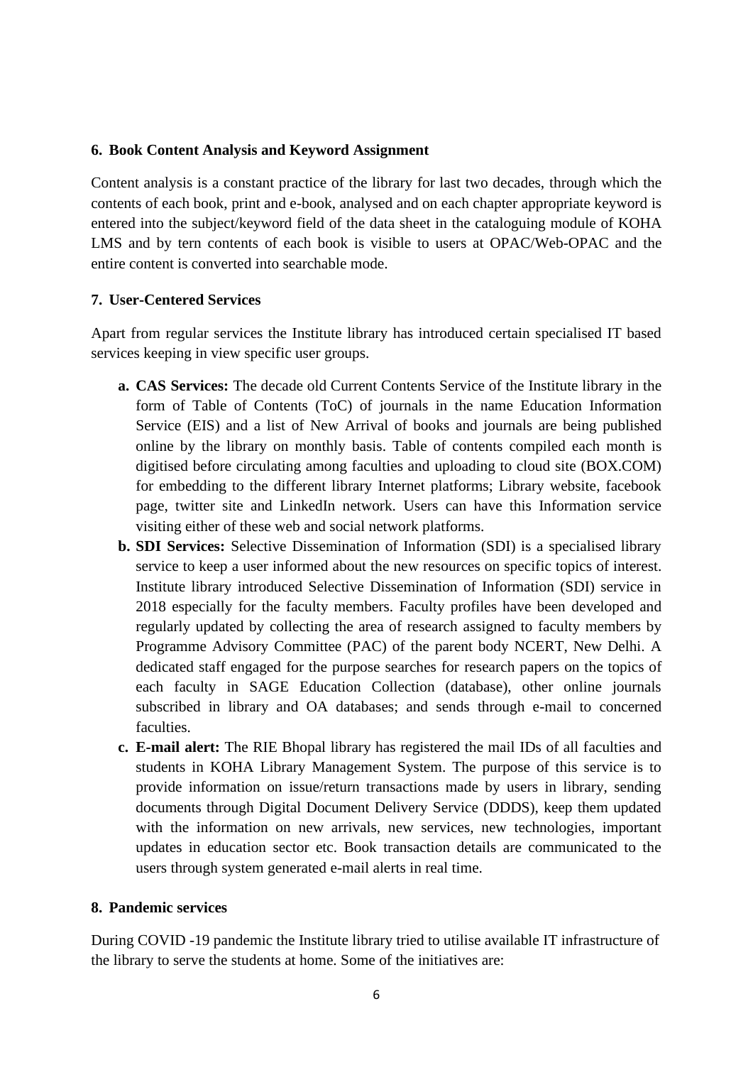## 6. Book Content Analysis and Keyword Assignment

Content analysis is a constant practice of the library for last two decades, through which the contents of each book, print and e-book, analysed and on each chapter appropriate keyword is entered into the subject/keyword field of the data sheet in the cataloguing module of KOHA LMS and by tern contents of each book is visible to users at OPAC/Web-OPAC and the entire content is converted into searchable mode.

## 7. User-Centered Services

Apart from regular services the Institute library has introduced certain specialised IT based services keeping in view specific user groups.

a. **CAS Services:** The decade old Current Contents Service of the Institute library in the form of Table of Contents (ToC) of journals in the name Education Information Service (EIS) and a list of New Arrival of books and journals are being published online by the library on monthly basis. Table of contents compiled each month is digitised before circulating among faculties and uploading to cloud site (BOX.COM) for embedding to the different library Internet platforms; Library website, facebook page, twitter site and LinkedIn network. Users can have this Information service visiting either of these web and social network platforms.
b. **SDI Services:** Selective Dissemination of Information (SDI) is a specialised library service to keep a user informed about the new resources on specific topics of interest. Institute library introduced Selective Dissemination of Information (SDI) service in 2018 especially for the faculty members. Faculty profiles have been developed and regularly updated by collecting the area of research assigned to faculty members by Programme Advisory Committee (PAC) of the parent body NCERT, New Delhi. A dedicated staff engaged for the purpose searches for research papers on the topics of each faculty in SAGE Education Collection (database), other online journals subscribed in library and OA databases; and sends through e-mail to concerned faculties.
c. **E-mail alert:** The RIE Bhopal library has registered the mail IDs of all faculties and students in KOHA Library Management System. The purpose of this service is to provide information on issue/return transactions made by users in library, sending documents through Digital Document Delivery Service (DDDS), keep them updated with the information on new arrivals, new services, new technologies, important updates in education sector etc. Book transaction details are communicated to the users through system generated e-mail alerts in real time.

## 8. Pandemic services

During COVID -19 pandemic the Institute library tried to utilise available IT infrastructure of the library to serve the students at home. Some of the initiatives are: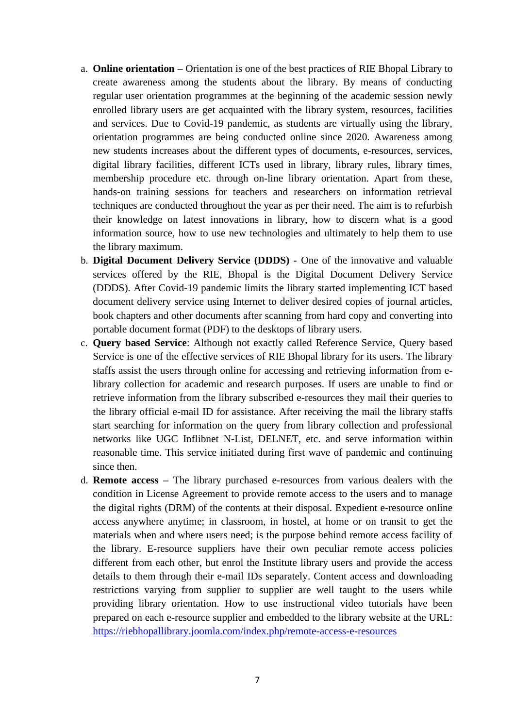a. **Online orientation** – Orientation is one of the best practices of RIE Bhopal Library to create awareness among the students about the library. By means of conducting regular user orientation programmes at the beginning of the academic session newly enrolled library users are get acquainted with the library system, resources, facilities and services. Due to Covid-19 pandemic, as students are virtually using the library, orientation programmes are being conducted online since 2020. Awareness among new students increases about the different types of documents, e-resources, services, digital library facilities, different ICTs used in library, library rules, library times, membership procedure etc. through on-line library orientation. Apart from these, hands-on training sessions for teachers and researchers on information retrieval techniques are conducted throughout the year as per their need. The aim is to refurbish their knowledge on latest innovations in library, how to discern what is a good information source, how to use new technologies and ultimately to help them to use the library maximum.

b. **Digital Document Delivery Service (DDDS) -** One of the innovative and valuable services offered by the RIE, Bhopal is the Digital Document Delivery Service (DDDS). After Covid-19 pandemic limits the library started implementing ICT based document delivery service using Internet to deliver desired copies of journal articles, book chapters and other documents after scanning from hard copy and converting into portable document format (PDF) to the desktops of library users.

c. **Query based Service**: Although not exactly called Reference Service, Query based Service is one of the effective services of RIE Bhopal library for its users. The library staffs assist the users through online for accessing and retrieving information from e-library collection for academic and research purposes. If users are unable to find or retrieve information from the library subscribed e-resources they mail their queries to the library official e-mail ID for assistance. After receiving the mail the library staffs start searching for information on the query from library collection and professional networks like UGC Inflibnet N-List, DELNET, etc. and serve information within reasonable time. This service initiated during first wave of pandemic and continuing since then.

d. **Remote access** – The library purchased e-resources from various dealers with the condition in License Agreement to provide remote access to the users and to manage the digital rights (DRM) of the contents at their disposal. Expedient e-resource online access anywhere anytime; in classroom, in hostel, at home or on transit to get the materials when and where users need; is the purpose behind remote access facility of the library. E-resource suppliers have their own peculiar remote access policies different from each other, but enrol the Institute library users and provide the access details to them through their e-mail IDs separately. Content access and downloading restrictions varying from supplier to supplier are well taught to the users while providing library orientation. How to use instructional video tutorials have been prepared on each e-resource supplier and embedded to the library website at the URL: https://riebhopallibrary.joomla.com/index.php/remote-access-e-resources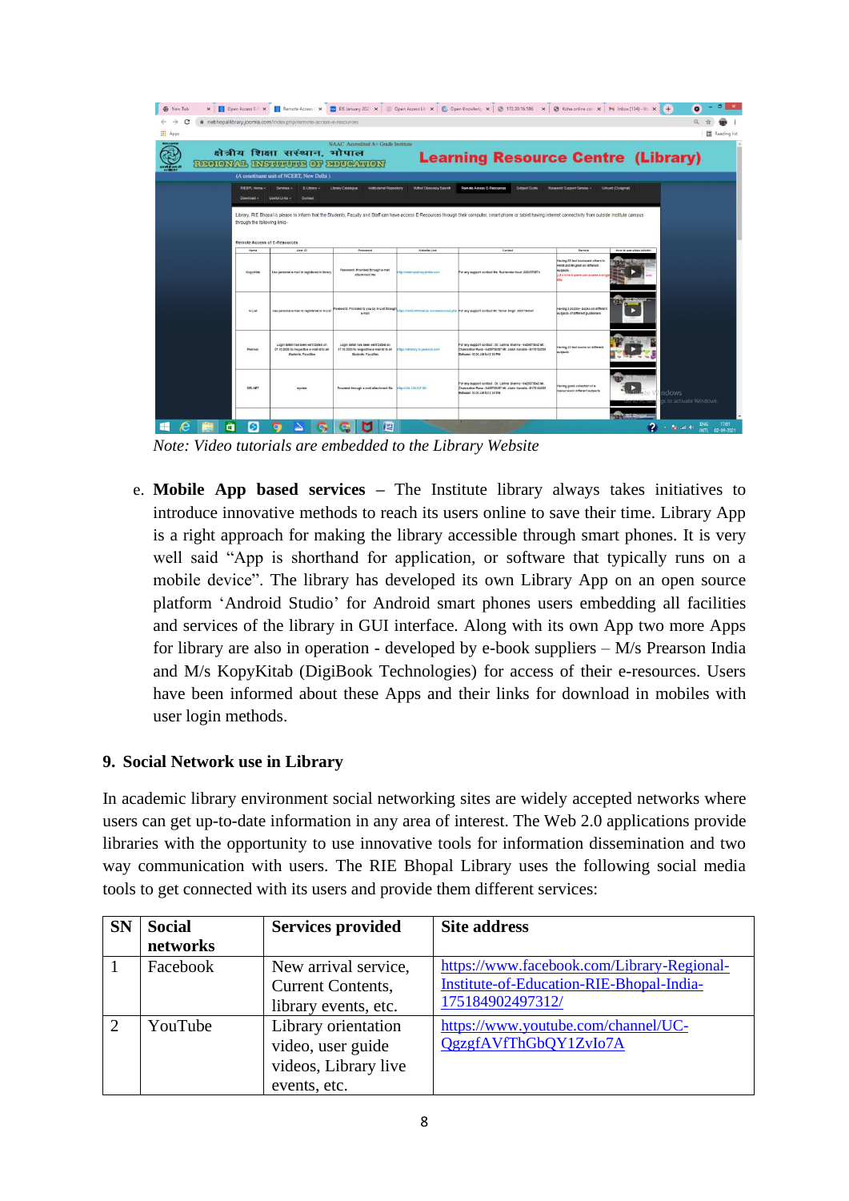*Note: Video tutorials are embedded to the Library Website*

e. **Mobile App based services** – The Institute library always takes initiatives to introduce innovative methods to reach its users online to save their time. Library App is a right approach for making the library accessible through smart phones. It is very well said "App is shorthand for application, or software that typically runs on a mobile device". The library has developed its own Library App on an open source platform 'Android Studio' for Android smart phones users embedding all facilities and services of the library in GUI interface. Along with its own App two more Apps for library are also in operation - developed by e-book suppliers – M/s Prearson India and M/s KopyKitab (DigiBook Technologies) for access of their e-resources. Users have been informed about these Apps and their links for download in mobiles with user login methods.

## 9. Social Network use in Library

In academic library environment social networking sites are widely accepted networks where users can get up-to-date information in any area of interest. The Web 2.0 applications provide libraries with the opportunity to use innovative tools for information dissemination and two way communication with users. The RIE Bhopal Library uses the following social media tools to get connected with its users and provide them different services:

| SN | Social networks | Services provided | Site address |
|---|---|---|---|
| 1 | Facebook | New arrival service, Current Contents, library events, etc. | https://www.facebook.com/Library-Regional-Institute-of-Education-RIE-Bhopal-India-175184902497312/ |
| 2 | YouTube | Library orientation video, user guide videos, Library live events, etc. | https://www.youtube.com/channel/UC-QgzgfAVfThGbQY1ZvIo7A |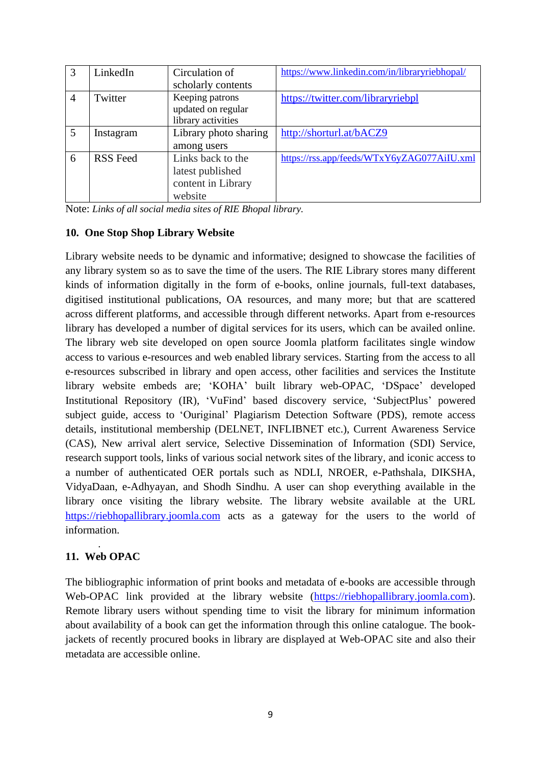| 3 | LinkedIn | Circulation of scholarly contents | https://www.linkedin.com/in/libraryriebhopal/ |
|---|---|---|---|
| 4 | Twitter | Keeping patrons updated on regular library activities | https://twitter.com/libraryriebpl |
| 5 | Instagram | Library photo sharing among users | http://shorturl.at/bACZ9 |
| 6 | RSS Feed | Links back to the latest published content in Library website | https://rss.app/feeds/WTxY6yZAG077AiIU.xml |

Note: *Links of all social media sites of RIE Bhopal library.*

## 10. One Stop Shop Library Website

Library website needs to be dynamic and informative; designed to showcase the facilities of any library system so as to save the time of the users. The RIE Library stores many different kinds of information digitally in the form of e-books, online journals, full-text databases, digitised institutional publications, OA resources, and many more; but that are scattered across different platforms, and accessible through different networks. Apart from e-resources library has developed a number of digital services for its users, which can be availed online. The library web site developed on open source Joomla platform facilitates single window access to various e-resources and web enabled library services. Starting from the access to all e-resources subscribed in library and open access, other facilities and services the Institute library website embeds are; 'KOHA' built library web-OPAC, 'DSpace' developed Institutional Repository (IR), 'VuFind' based discovery service, 'SubjectPlus' powered subject guide, access to 'Ouriginal' Plagiarism Detection Software (PDS), remote access details, institutional membership (DELNET, INFLIBNET etc.), Current Awareness Service (CAS), New arrival alert service, Selective Dissemination of Information (SDI) Service, research support tools, links of various social network sites of the library, and iconic access to a number of authenticated OER portals such as NDLI, NROER, e-Pathshala, DIKSHA, VidyaDaan, e-Adhyayan, and Shodh Sindhu. A user can shop everything available in the library once visiting the library website. The library website available at the URL https://riebhopallibrary.joomla.com acts as a gateway for the users to the world of information.

## 11. Web OPAC

The bibliographic information of print books and metadata of e-books are accessible through Web-OPAC link provided at the library website (https://riebhopallibrary.joomla.com). Remote library users without spending time to visit the library for minimum information about availability of a book can get the information through this online catalogue. The book-jackets of recently procured books in library are displayed at Web-OPAC site and also their metadata are accessible online.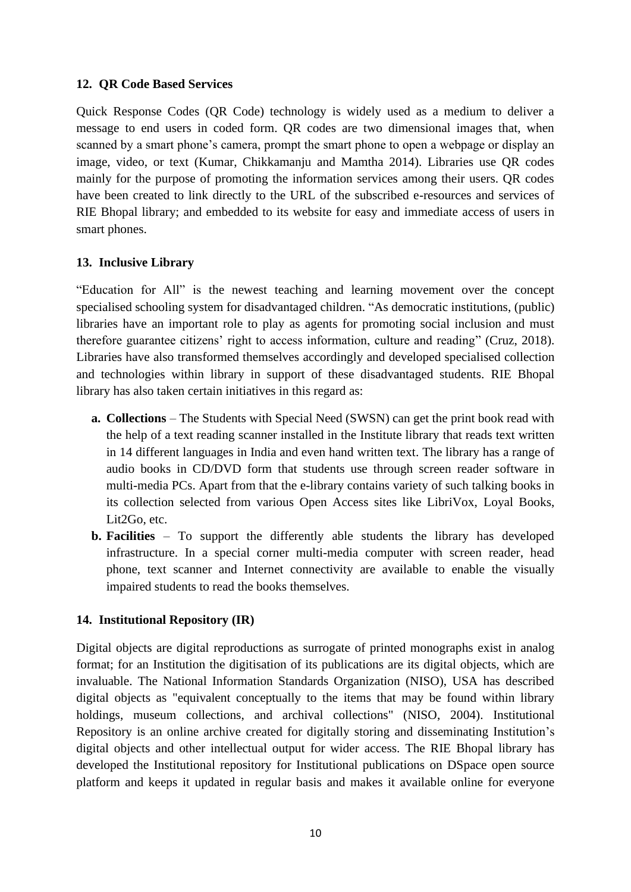### 12. QR Code Based Services

Quick Response Codes (QR Code) technology is widely used as a medium to deliver a message to end users in coded form. QR codes are two dimensional images that, when scanned by a smart phone's camera, prompt the smart phone to open a webpage or display an image, video, or text (Kumar, Chikkamanju and Mamtha 2014). Libraries use QR codes mainly for the purpose of promoting the information services among their users. QR codes have been created to link directly to the URL of the subscribed e-resources and services of RIE Bhopal library; and embedded to its website for easy and immediate access of users in smart phones.

### 13. Inclusive Library

"Education for All" is the newest teaching and learning movement over the concept specialised schooling system for disadvantaged children. "As democratic institutions, (public) libraries have an important role to play as agents for promoting social inclusion and must therefore guarantee citizens' right to access information, culture and reading" (Cruz, 2018). Libraries have also transformed themselves accordingly and developed specialised collection and technologies within library in support of these disadvantaged students. RIE Bhopal library has also taken certain initiatives in this regard as:

a. **Collections** – The Students with Special Need (SWSN) can get the print book read with the help of a text reading scanner installed in the Institute library that reads text written in 14 different languages in India and even hand written text. The library has a range of audio books in CD/DVD form that students use through screen reader software in multi-media PCs. Apart from that the e-library contains variety of such talking books in its collection selected from various Open Access sites like LibriVox, Loyal Books, Lit2Go, etc.
b. **Facilities** – To support the differently able students the library has developed infrastructure. In a special corner multi-media computer with screen reader, head phone, text scanner and Internet connectivity are available to enable the visually impaired students to read the books themselves.

### 14. Institutional Repository (IR)

Digital objects are digital reproductions as surrogate of printed monographs exist in analog format; for an Institution the digitisation of its publications are its digital objects, which are invaluable. The National Information Standards Organization (NISO), USA has described digital objects as "equivalent conceptually to the items that may be found within library holdings, museum collections, and archival collections" (NISO, 2004). Institutional Repository is an online archive created for digitally storing and disseminating Institution's digital objects and other intellectual output for wider access. The RIE Bhopal library has developed the Institutional repository for Institutional publications on DSpace open source platform and keeps it updated in regular basis and makes it available online for everyone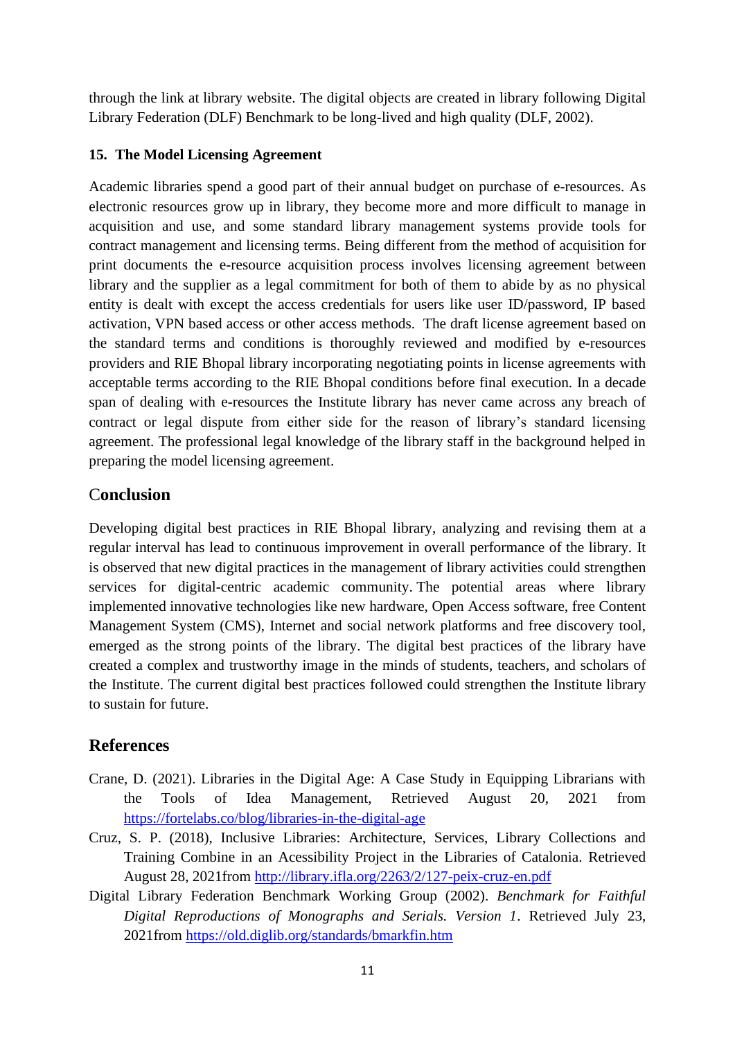through the link at library website. The digital objects are created in library following Digital Library Federation (DLF) Benchmark to be long-lived and high quality (DLF, 2002).

### 15. The Model Licensing Agreement

Academic libraries spend a good part of their annual budget on purchase of e-resources. As electronic resources grow up in library, they become more and more difficult to manage in acquisition and use, and some standard library management systems provide tools for contract management and licensing terms. Being different from the method of acquisition for print documents the e-resource acquisition process involves licensing agreement between library and the supplier as a legal commitment for both of them to abide by as no physical entity is dealt with except the access credentials for users like user ID/password, IP based activation, VPN based access or other access methods. The draft license agreement based on the standard terms and conditions is thoroughly reviewed and modified by e-resources providers and RIE Bhopal library incorporating negotiating points in license agreements with acceptable terms according to the RIE Bhopal conditions before final execution. In a decade span of dealing with e-resources the Institute library has never came across any breach of contract or legal dispute from either side for the reason of library's standard licensing agreement. The professional legal knowledge of the library staff in the background helped in preparing the model licensing agreement.

## Conclusion

Developing digital best practices in RIE Bhopal library, analyzing and revising them at a regular interval has lead to continuous improvement in overall performance of the library. It is observed that new digital practices in the management of library activities could strengthen services for digital-centric academic community. The potential areas where library implemented innovative technologies like new hardware, Open Access software, free Content Management System (CMS), Internet and social network platforms and free discovery tool, emerged as the strong points of the library. The digital best practices of the library have created a complex and trustworthy image in the minds of students, teachers, and scholars of the Institute. The current digital best practices followed could strengthen the Institute library to sustain for future.

## References

Crane, D. (2021). Libraries in the Digital Age: A Case Study in Equipping Librarians with the Tools of Idea Management, Retrieved August 20, 2021 from https://fortelabs.co/blog/libraries-in-the-digital-age

Cruz, S. P. (2018), Inclusive Libraries: Architecture, Services, Library Collections and Training Combine in an Acessibility Project in the Libraries of Catalonia. Retrieved August 28, 2021from http://library.ifla.org/2263/2/127-peix-cruz-en.pdf

Digital Library Federation Benchmark Working Group (2002). *Benchmark for Faithful Digital Reproductions of Monographs and Serials. Version 1*. Retrieved July 23, 2021from https://old.diglib.org/standards/bmarkfin.htm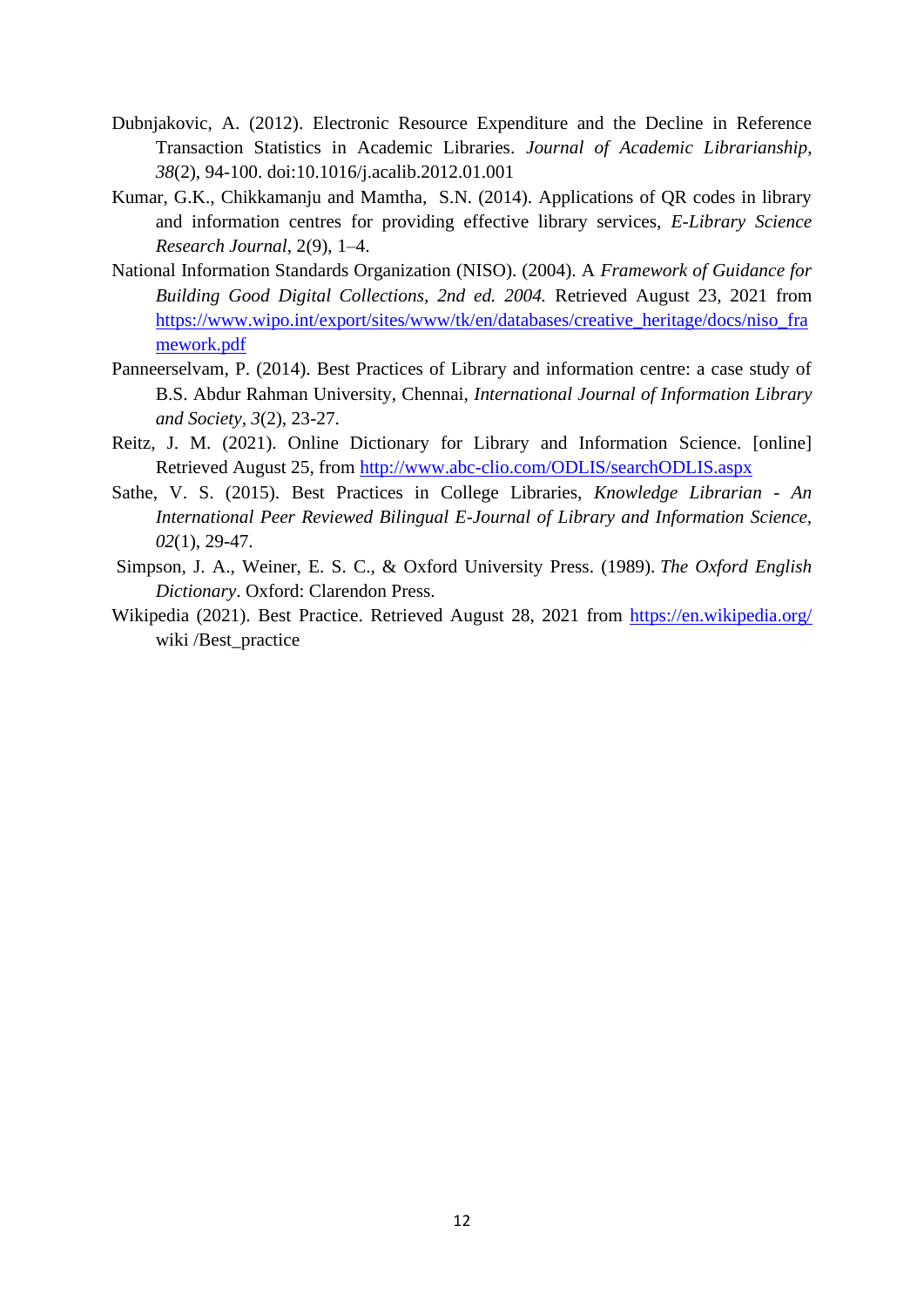Dubnjakovic, A. (2012). Electronic Resource Expenditure and the Decline in Reference Transaction Statistics in Academic Libraries. *Journal of Academic Librarianship*, *38*(2), 94-100. doi:10.1016/j.acalib.2012.01.001

Kumar, G.K., Chikkamanju and Mamtha, S.N. (2014). Applications of QR codes in library and information centres for providing effective library services, *E-Library Science Research Journal*, 2(9), 1–4.

National Information Standards Organization (NISO). (2004). A *Framework of Guidance for Building Good Digital Collections, 2nd ed. 2004.* Retrieved August 23, 2021 from https://www.wipo.int/export/sites/www/tk/en/databases/creative_heritage/docs/niso_framework.pdf

Panneerselvam, P. (2014). Best Practices of Library and information centre: a case study of B.S. Abdur Rahman University, Chennai, *International Journal of Information Library and Society*, *3*(2), 23-27.

Reitz, J. M. (2021). Online Dictionary for Library and Information Science. [online] Retrieved August 25, from http://www.abc-clio.com/ODLIS/searchODLIS.aspx

Sathe, V. S. (2015). Best Practices in College Libraries, *Knowledge Librarian - An International Peer Reviewed Bilingual E-Journal of Library and Information Science*, *02*(1), 29-47.

Simpson, J. A., Weiner, E. S. C., & Oxford University Press. (1989). *The Oxford English Dictionary*. Oxford: Clarendon Press.

Wikipedia (2021). Best Practice. Retrieved August 28, 2021 from https://en.wikipedia.org/ wiki /Best_practice